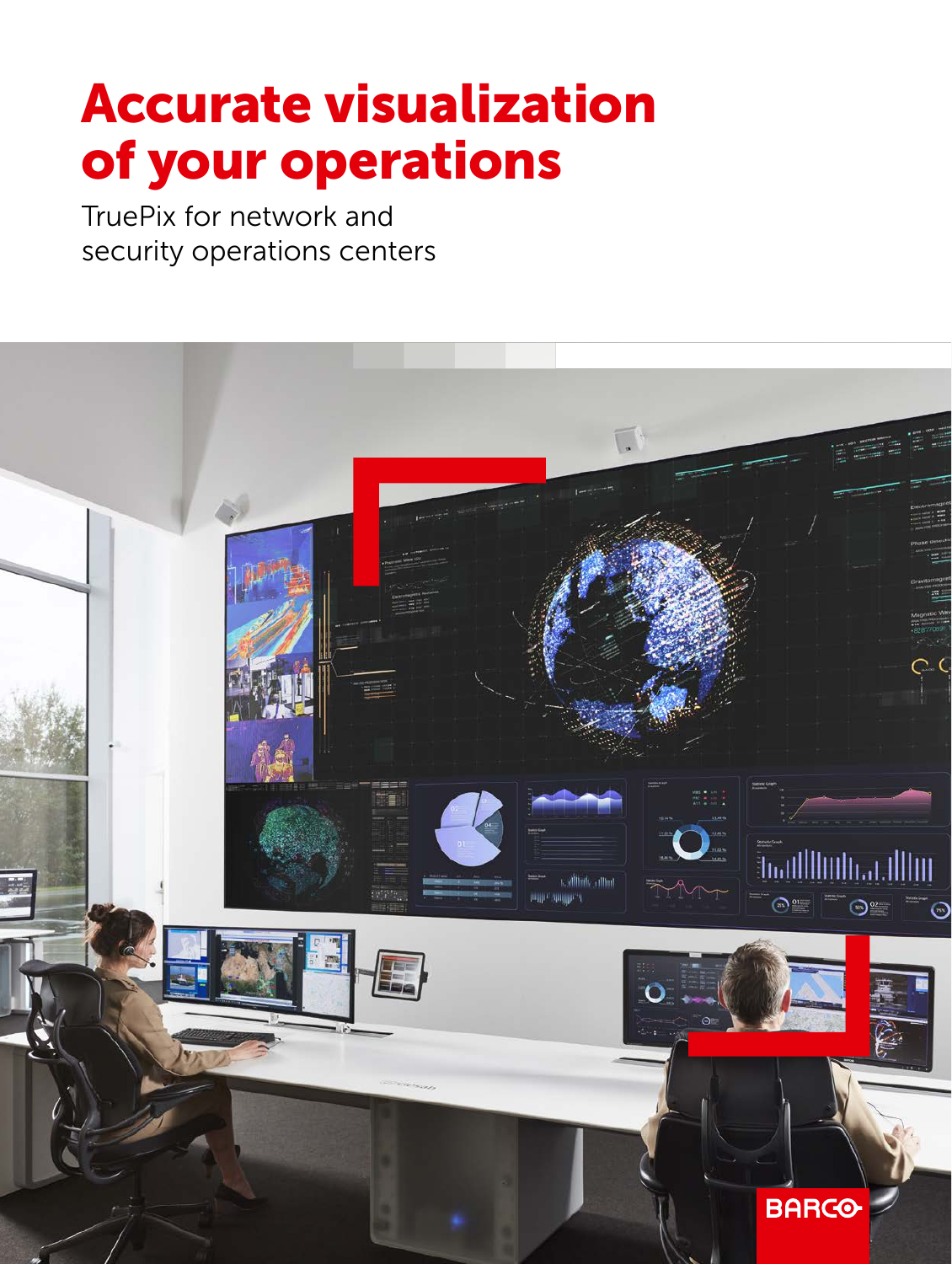# Accurate visualization of your operations

TruePix for network and security operations centers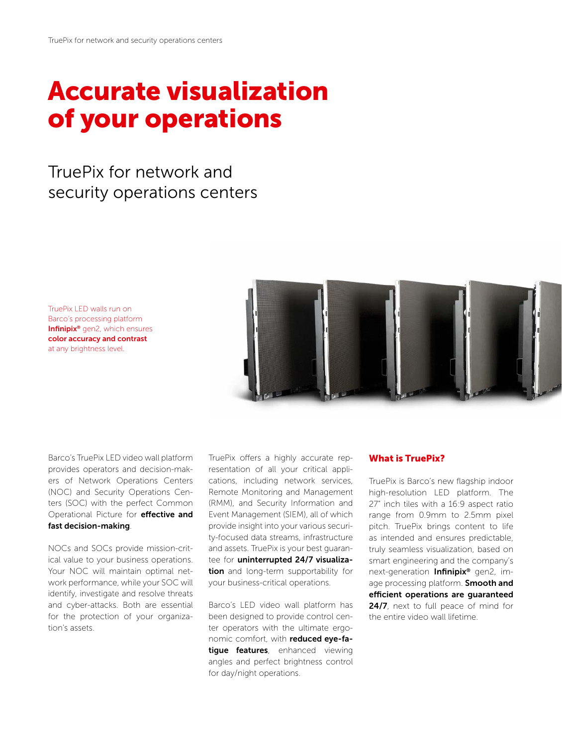# Accurate visualization of your operations

## TruePix for network and security operations centers

TruePix LED walls run on Barco's processing platform **Infinipix®** gen2, which ensures **color accuracy and contrast** at any brightness level.

Barco's TruePix LED video wall platform provides operators and decision-makers of Network Operations Centers (NOC) and Security Operations Centers (SOC) with the perfect Common Operational Picture for **effective and fast decision-making**.

NOCs and SOCs provide mission-critical value to your business operations. Your NOC will maintain optimal network performance, while your SOC will identify, investigate and resolve threats and cyber-attacks. Both are essential for the protection of your organization's assets.

TruePix offers a highly accurate representation of all your critical applications, including network services, Remote Monitoring and Management (RMM), and Security Information and Event Management (SIEM), all of which provide insight into your various security-focused data streams, infrastructure and assets. TruePix is your best guarantee for **uninterrupted 24/7 visualization** and long-term supportability for your business-critical operations.

Barco's LED video wall platform has been designed to provide control center operators with the ultimate ergonomic comfort, with **reduced eye-fatigue features**, enhanced viewing angles and perfect brightness control for day/night operations.

### What is TruePix?

TruePix is Barco's new flagship indoor high-resolution LED platform. The 27" inch tiles with a 16:9 aspect ratio range from 0.9mm to 2.5mm pixel pitch. TruePix brings content to life as intended and ensures predictable, truly seamless visualization, based on smart engineering and the company's next-generation **Infinipix®** gen2, image processing platform. **Smooth and efficient operations are guaranteed 24/7**, next to full peace of mind for the entire video wall lifetime.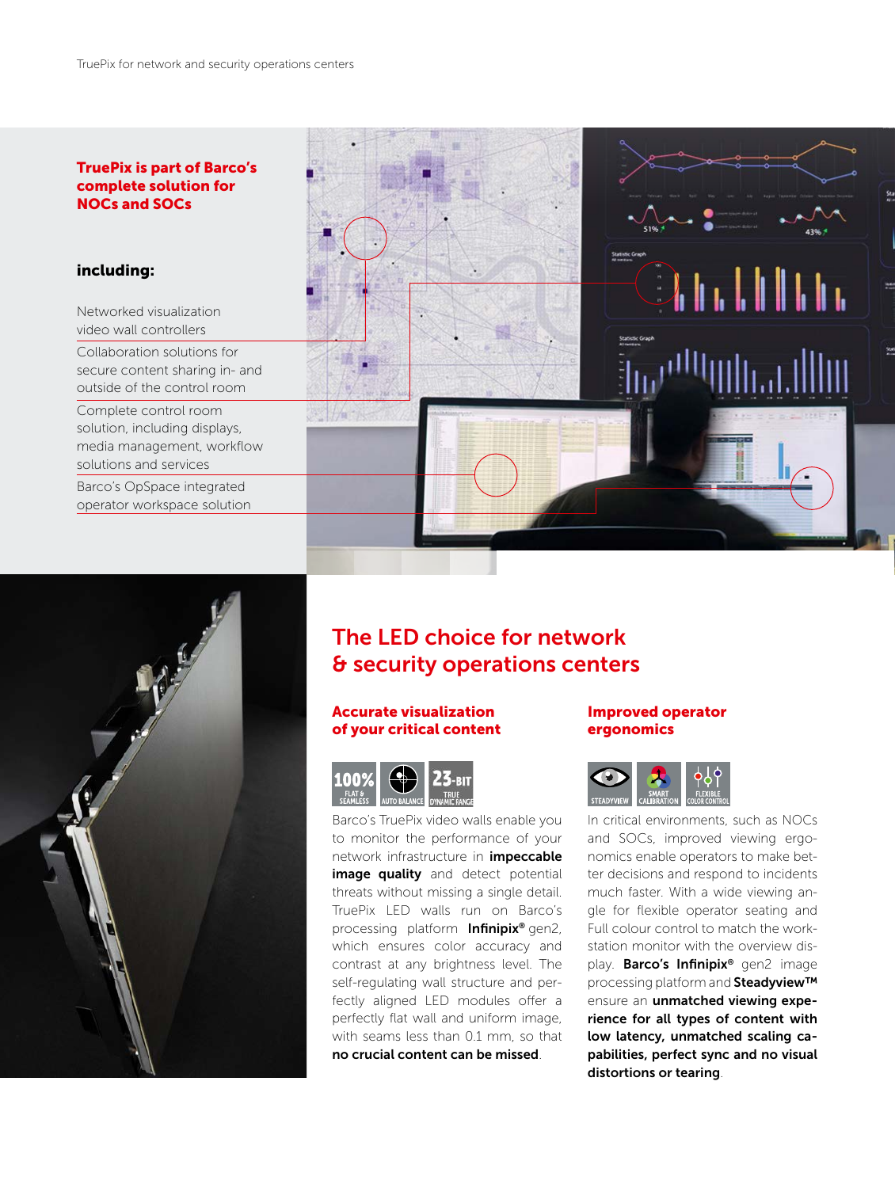**TruePix is part of Barco's complete solution for NOCs and SOCs**

**including:**

- Networked visualization video wall controllers
- Collaboration solutions for secure content sharing in- and outside of the control room
- Complete control room solution, including displays, media management, workflow solutions and services
- Barco's OpSpace integrated operator workspace solution

## The LED choice for network & security operations centers

### Accurate visualization of your critical content

100% FLAT & SEAMLESS | AUTO BALANCE | 23-BIT TRUE DYNAMIC RANGE

Barco's TruePix video walls enable you to monitor the performance of your network infrastructure in **impeccable image quality** and detect potential threats without missing a single detail. TruePix LED walls run on Barco's processing platform **Infinipix®** gen2, which ensures color accuracy and contrast at any brightness level. The self-regulating wall structure and perfectly aligned LED modules offer a perfectly flat wall and uniform image, with seams less than 0.1 mm, so that **no crucial content can be missed**.

### Improved operator ergonomics

STEADYVIEW | SMART CALIBRATION | FLEXIBLE COLOR CONTROL

In critical environments, such as NOCs and SOCs, improved viewing ergonomics enable operators to make better decisions and respond to incidents much faster. With a wide viewing angle for flexible operator seating and Full colour control to match the workstation monitor with the overview display. **Barco's Infinipix®** gen2 image processing platform and **Steadyview™** ensure an **unmatched viewing experience for all types of content with low latency, unmatched scaling capabilities, perfect sync and no visual distortions or tearing**.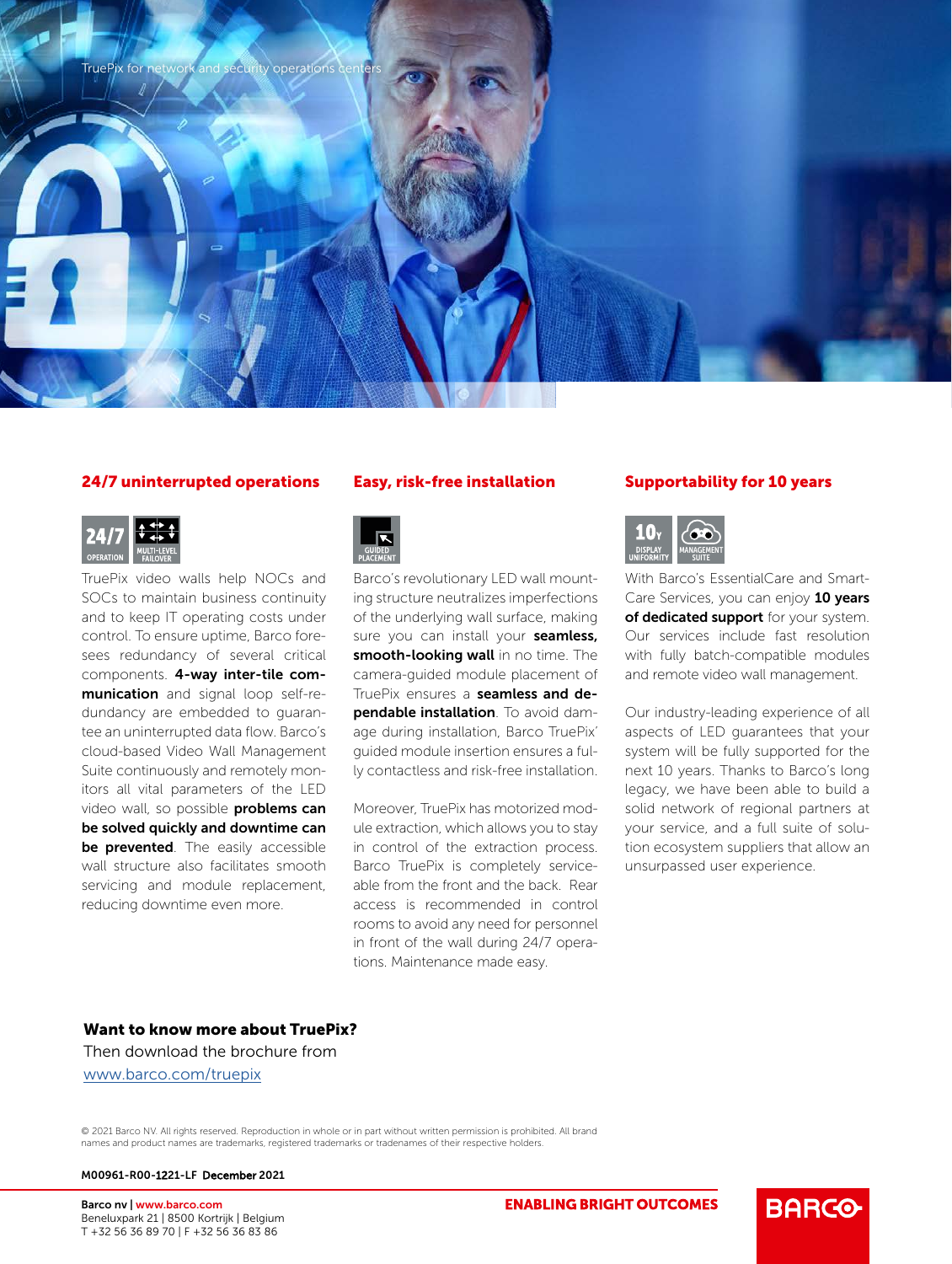TruePix for network and security operations centers

## 24/7 uninterrupted operations

24/7 OPERATION

MULTI-LEVEL FAILOVER

TruePix video walls help NOCs and SOCs to maintain business continuity and to keep IT operating costs under control. To ensure uptime, Barco foresees redundancy of several critical components. **4-way inter-tile communication** and signal loop self-redundancy are embedded to guarantee an uninterrupted data flow. Barco's cloud-based Video Wall Management Suite continuously and remotely monitors all vital parameters of the LED video wall, so possible **problems can be solved quickly and downtime can be prevented**. The easily accessible wall structure also facilitates smooth servicing and module replacement, reducing downtime even more.

## Easy, risk-free installation

GUIDED PLACEMENT

Barco's revolutionary LED wall mounting structure neutralizes imperfections of the underlying wall surface, making sure you can install your **seamless, smooth-looking wall** in no time. The camera-guided module placement of TruePix ensures a **seamless and dependable installation**. To avoid damage during installation, Barco TruePix' guided module insertion ensures a fully contactless and risk-free installation.

Moreover, TruePix has motorized module extraction, which allows you to stay in control of the extraction process. Barco TruePix is completely serviceable from the front and the back. Rear access is recommended in control rooms to avoid any need for personnel in front of the wall during 24/7 operations. Maintenance made easy.

## Supportability for 10 years

10Y DISPLAY UNIFORMITY

MANAGEMENT SUITE

With Barco's EssentialCare and SmartCare Services, you can enjoy **10 years of dedicated support** for your system. Our services include fast resolution with fully batch-compatible modules and remote video wall management.

Our industry-leading experience of all aspects of LED guarantees that your system will be fully supported for the next 10 years. Thanks to Barco's long legacy, we have been able to build a solid network of regional partners at your service, and a full suite of solution ecosystem suppliers that allow an unsurpassed user experience.

**Want to know more about TruePix?**
Then download the brochure from
www.barco.com/truepix

© 2021 Barco NV. All rights reserved. Reproduction in whole or in part without written permission is prohibited. All brand names and product names are trademarks, registered trademarks or tradenames of their respective holders.

M00961-R00-1221-LF December 2021

Barco nv | www.barco.com
Beneluxpark 21 | 8500 Kortrijk | Belgium
T +32 56 36 89 70 | F +32 56 36 83 86

ENABLING BRIGHT OUTCOMES

BARCO